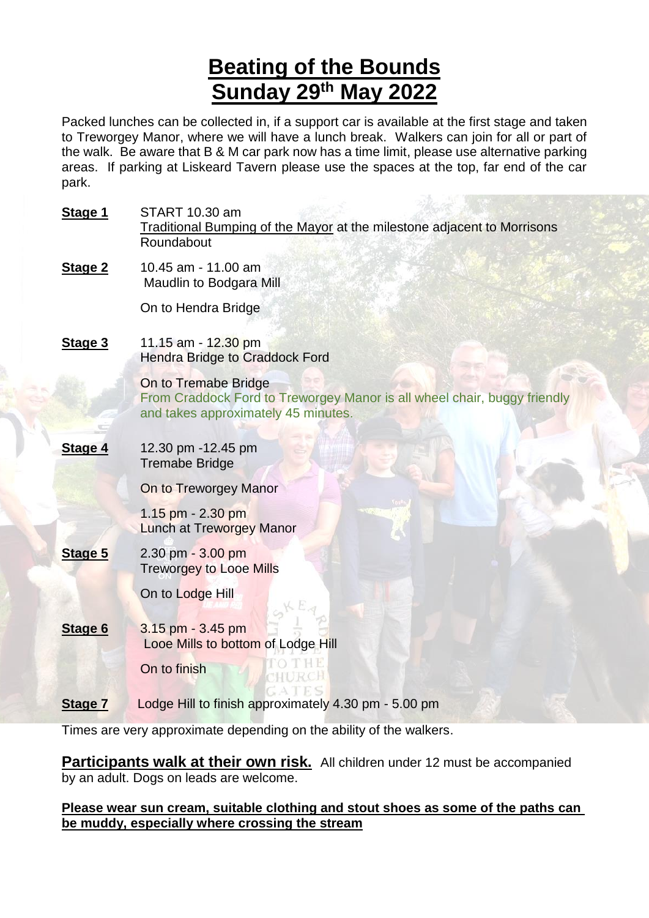# Beating of the Bounds
# Sunday 29th May 2022

Packed lunches can be collected in, if a support car is available at the first stage and taken to Treworgey Manor, where we will have a lunch break. Walkers can join for all or part of the walk. Be aware that B & M car park now has a time limit, please use alternative parking areas. If parking at Liskeard Tavern please use the spaces at the top, far end of the car park.

**Stage 1** START 10.30 am
Traditional Bumping of the Mayor at the milestone adjacent to Morrisons Roundabout

**Stage 2** 10.45 am - 11.00 am
Maudlin to Bodgara Mill

On to Hendra Bridge

**Stage 3** 11.15 am - 12.30 pm
Hendra Bridge to Craddock Ford

On to Tremabe Bridge
From Craddock Ford to Treworgey Manor is all wheel chair, buggy friendly and takes approximately 45 minutes.

**Stage 4** 12.30 pm -12.45 pm
Tremabe Bridge

On to Treworgey Manor

1.15 pm - 2.30 pm
Lunch at Treworgey Manor

**Stage 5** 2.30 pm - 3.00 pm
Treworgey to Looe Mills

On to Lodge Hill

**Stage 6** 3.15 pm - 3.45 pm
Looe Mills to bottom of Lodge Hill

On to finish

**Stage 7** Lodge Hill to finish approximately 4.30 pm - 5.00 pm

Times are very approximate depending on the ability of the walkers.

**Participants walk at their own risk.** All children under 12 must be accompanied by an adult. Dogs on leads are welcome.

**Please wear sun cream, suitable clothing and stout shoes as some of the paths can be muddy, especially where crossing the stream**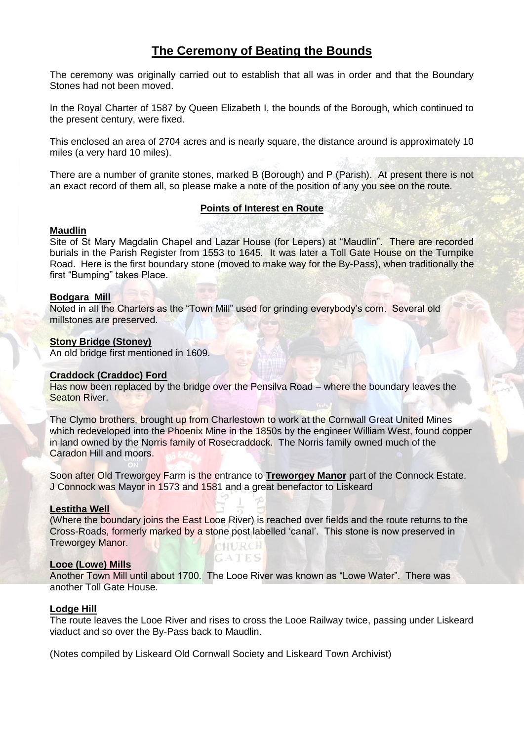# The Ceremony of Beating the Bounds

The ceremony was originally carried out to establish that all was in order and that the Boundary Stones had not been moved.

In the Royal Charter of 1587 by Queen Elizabeth I, the bounds of the Borough, which continued to the present century, were fixed.

This enclosed an area of 2704 acres and is nearly square, the distance around is approximately 10 miles (a very hard 10 miles).

There are a number of granite stones, marked B (Borough) and P (Parish). At present there is not an exact record of them all, so please make a note of the position of any you see on the route.

## Points of Interest en Route

### Maudlin

Site of St Mary Magdalin Chapel and Lazar House (for Lepers) at "Maudlin". There are recorded burials in the Parish Register from 1553 to 1645. It was later a Toll Gate House on the Turnpike Road. Here is the first boundary stone (moved to make way for the By-Pass), when traditionally the first "Bumping" takes Place.

### Bodgara Mill

Noted in all the Charters as the "Town Mill" used for grinding everybody's corn. Several old millstones are preserved.

### Stony Bridge (Stoney)

An old bridge first mentioned in 1609.

### Craddock (Craddoc) Ford

Has now been replaced by the bridge over the Pensilva Road – where the boundary leaves the Seaton River.

The Clymo brothers, brought up from Charlestown to work at the Cornwall Great United Mines which redeveloped into the Phoenix Mine in the 1850s by the engineer William West, found copper in land owned by the Norris family of Rosecraddock. The Norris family owned much of the Caradon Hill and moors.

Soon after Old Treworgey Farm is the entrance to **Treworgey Manor** part of the Connock Estate. J Connock was Mayor in 1573 and 1581 and a great benefactor to Liskeard

### Lestitha Well

(Where the boundary joins the East Looe River) is reached over fields and the route returns to the Cross-Roads, formerly marked by a stone post labelled 'canal'. This stone is now preserved in Treworgey Manor.

### Looe (Lowe) Mills

Another Town Mill until about 1700. The Looe River was known as "Lowe Water". There was another Toll Gate House.

### Lodge Hill

The route leaves the Looe River and rises to cross the Looe Railway twice, passing under Liskeard viaduct and so over the By-Pass back to Maudlin.

(Notes compiled by Liskeard Old Cornwall Society and Liskeard Town Archivist)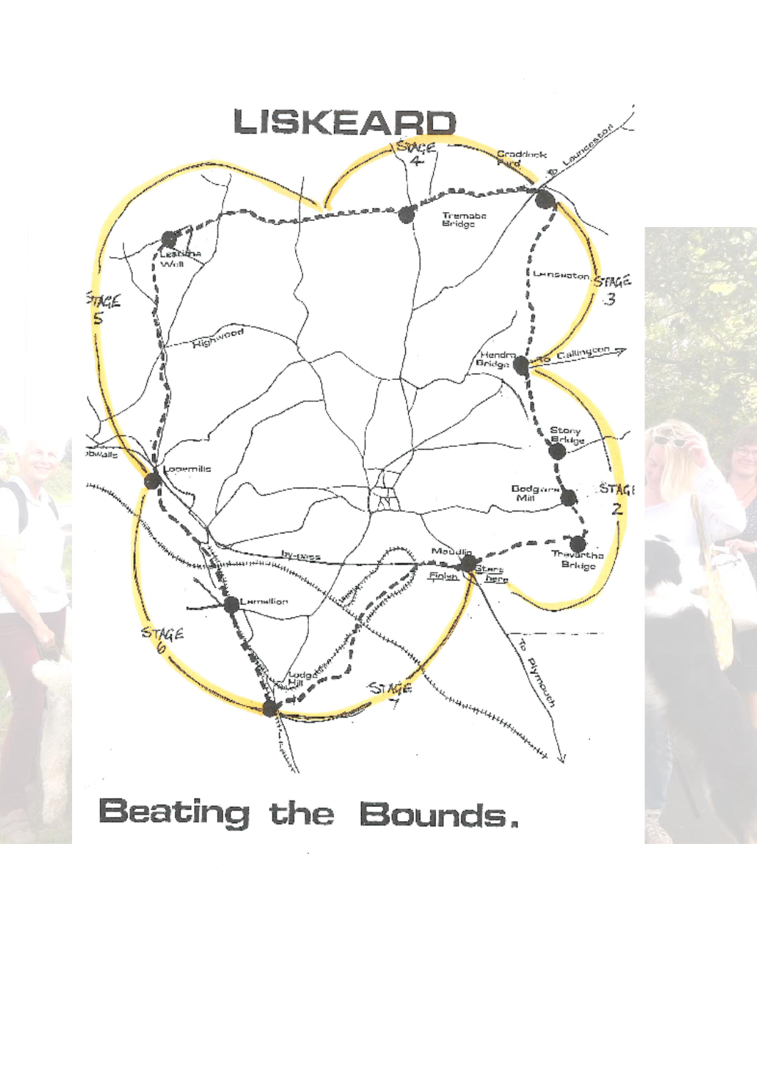# LISKEARD

STAGE 4

Craddock Ford

To Launceston

Tremabe Bridge

Lestinna Well

Lanseaton

STAGE 3

STAGE 5

Highwood

Hendra Bridge

To Callington

Stony Bridge

Moorswater

Lodgemills

Bodgara Mill

STAGE 2

Trevartha Bridge

Maudlin

Start here

Finish

by-pass

Lamellion

STAGE 6

Lodge Hill

STAGE 7

To Plymouth

# Beating the Bounds.